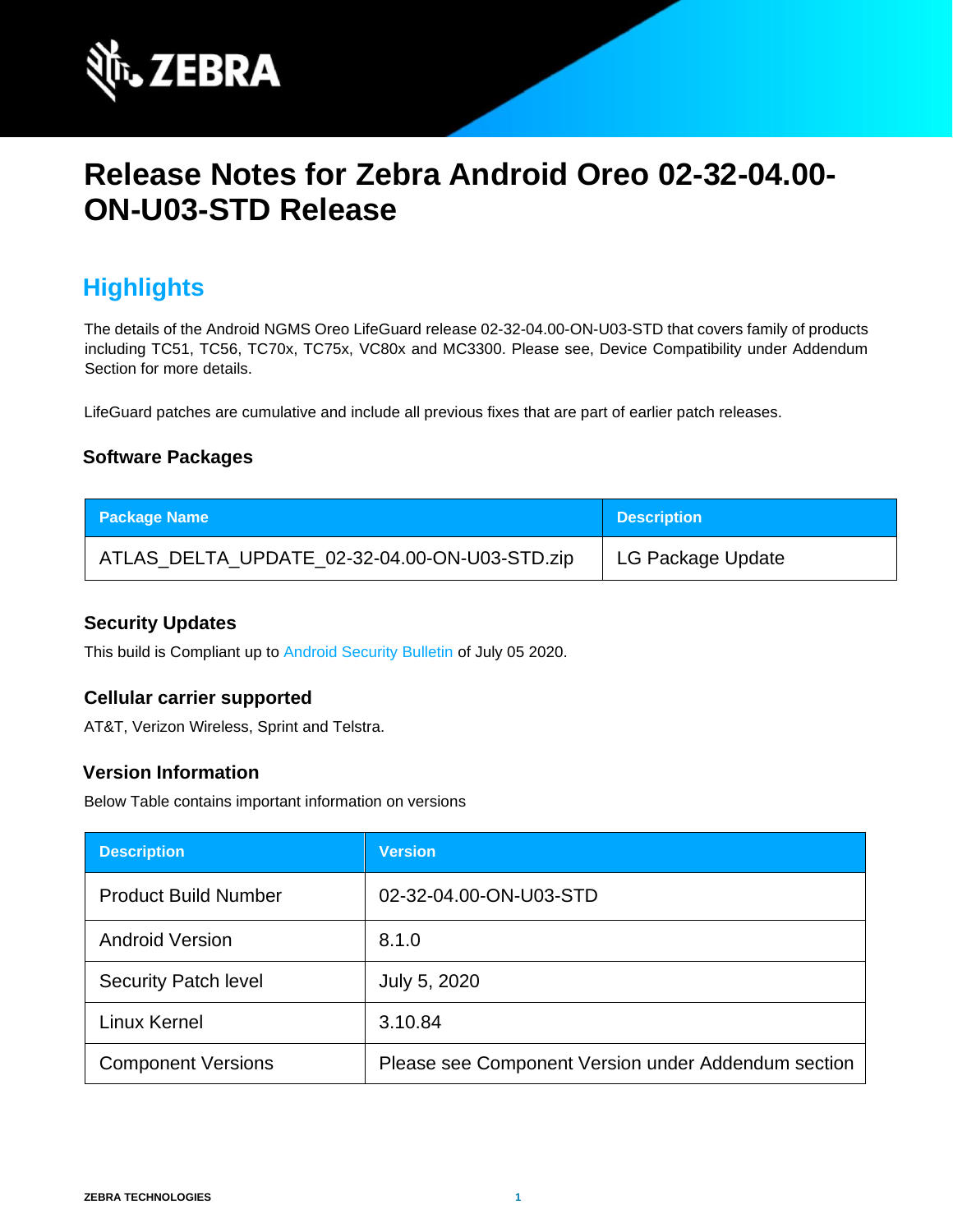# Release Notes for Zebra Android Oreo 02-32-04.00-ON-U03-STD Release

## Highlights

The details of the Android NGMS Oreo LifeGuard release 02-32-04.00-ON-U03-STD that covers family of products including TC51, TC56, TC70x, TC75x, VC80x and MC3300. Please see, Device Compatibility under Addendum Section for more details.

LifeGuard patches are cumulative and include all previous fixes that are part of earlier patch releases.

### Software Packages

| Package Name | Description |
|---|---|
| ATLAS_DELTA_UPDATE_02-32-04.00-ON-U03-STD.zip | LG Package Update |

### Security Updates

This build is Compliant up to Android Security Bulletin of July 05 2020.

### Cellular carrier supported

AT&T, Verizon Wireless, Sprint and Telstra.

### Version Information

Below Table contains important information on versions

| Description | Version |
|---|---|
| Product Build Number | 02-32-04.00-ON-U03-STD |
| Android Version | 8.1.0 |
| Security Patch level | July 5, 2020 |
| Linux Kernel | 3.10.84 |
| Component Versions | Please see Component Version under Addendum section |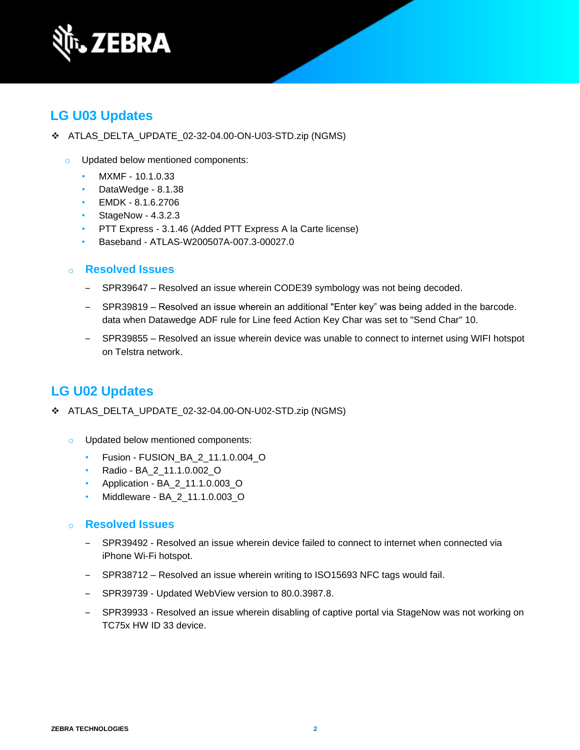## LG U03 Updates

- ATLAS_DELTA_UPDATE_02-32-04.00-ON-U03-STD.zip (NGMS)

  - Updated below mentioned components:
    - MXMF - 10.1.0.33
    - DataWedge - 8.1.38
    - EMDK - 8.1.6.2706
    - StageNow - 4.3.2.3
    - PTT Express - 3.1.46 (Added PTT Express A la Carte license)
    - Baseband - ATLAS-W200507A-007.3-00027.0

  - ### Resolved Issues
    - SPR39647 – Resolved an issue wherein CODE39 symbology was not being decoded.
    - SPR39819 – Resolved an issue wherein an additional "Enter key" was being added in the barcode. data when Datawedge ADF rule for Line feed Action Key Char was set to "Send Char" 10.
    - SPR39855 – Resolved an issue wherein device was unable to connect to internet using WIFI hotspot on Telstra network.

## LG U02 Updates

- ATLAS_DELTA_UPDATE_02-32-04.00-ON-U02-STD.zip (NGMS)

  - Updated below mentioned components:
    - Fusion - FUSION_BA_2_11.1.0.004_O
    - Radio - BA_2_11.1.0.002_O
    - Application - BA_2_11.1.0.003_O
    - Middleware - BA_2_11.1.0.003_O

  - ### Resolved Issues
    - SPR39492 - Resolved an issue wherein device failed to connect to internet when connected via iPhone Wi-Fi hotspot.
    - SPR38712 – Resolved an issue wherein writing to ISO15693 NFC tags would fail.
    - SPR39739 - Updated WebView version to 80.0.3987.8.
    - SPR39933 - Resolved an issue wherein disabling of captive portal via StageNow was not working on TC75x HW ID 33 device.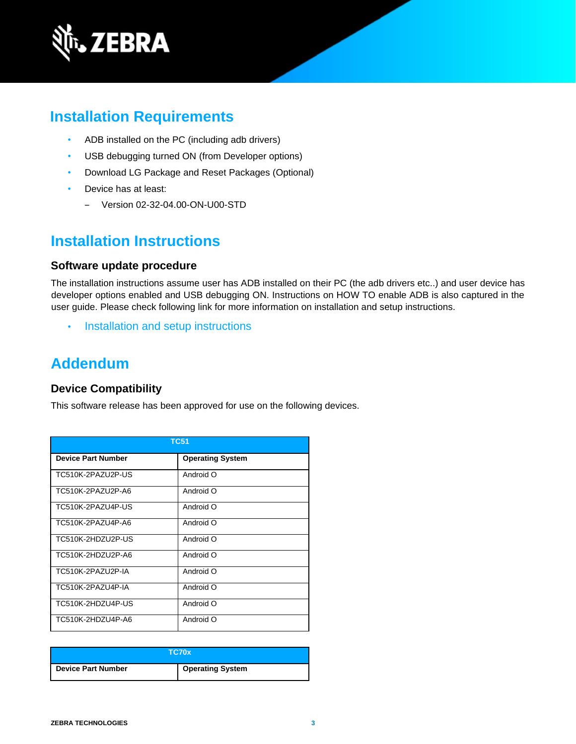## Installation Requirements

- ADB installed on the PC (including adb drivers)
- USB debugging turned ON (from Developer options)
- Download LG Package and Reset Packages (Optional)
- Device has at least:
  - Version 02-32-04.00-ON-U00-STD

## Installation Instructions

### Software update procedure

The installation instructions assume user has ADB installed on their PC (the adb drivers etc..) and user device has developer options enabled and USB debugging ON. Instructions on HOW TO enable ADB is also captured in the user guide. Please check following link for more information on installation and setup instructions.

- Installation and setup instructions

## Addendum

### Device Compatibility

This software release has been approved for use on the following devices.

| TC51 | |
|---|---|
| **Device Part Number** | **Operating System** |
| TC510K-2PAZU2P-US | Android O |
| TC510K-2PAZU2P-A6 | Android O |
| TC510K-2PAZU4P-US | Android O |
| TC510K-2PAZU4P-A6 | Android O |
| TC510K-2HDZU2P-US | Android O |
| TC510K-2HDZU2P-A6 | Android O |
| TC510K-2PAZU2P-IA | Android O |
| TC510K-2PAZU4P-IA | Android O |
| TC510K-2HDZU4P-US | Android O |
| TC510K-2HDZU4P-A6 | Android O |

| TC70x | |
|---|---|
| **Device Part Number** | **Operating System** |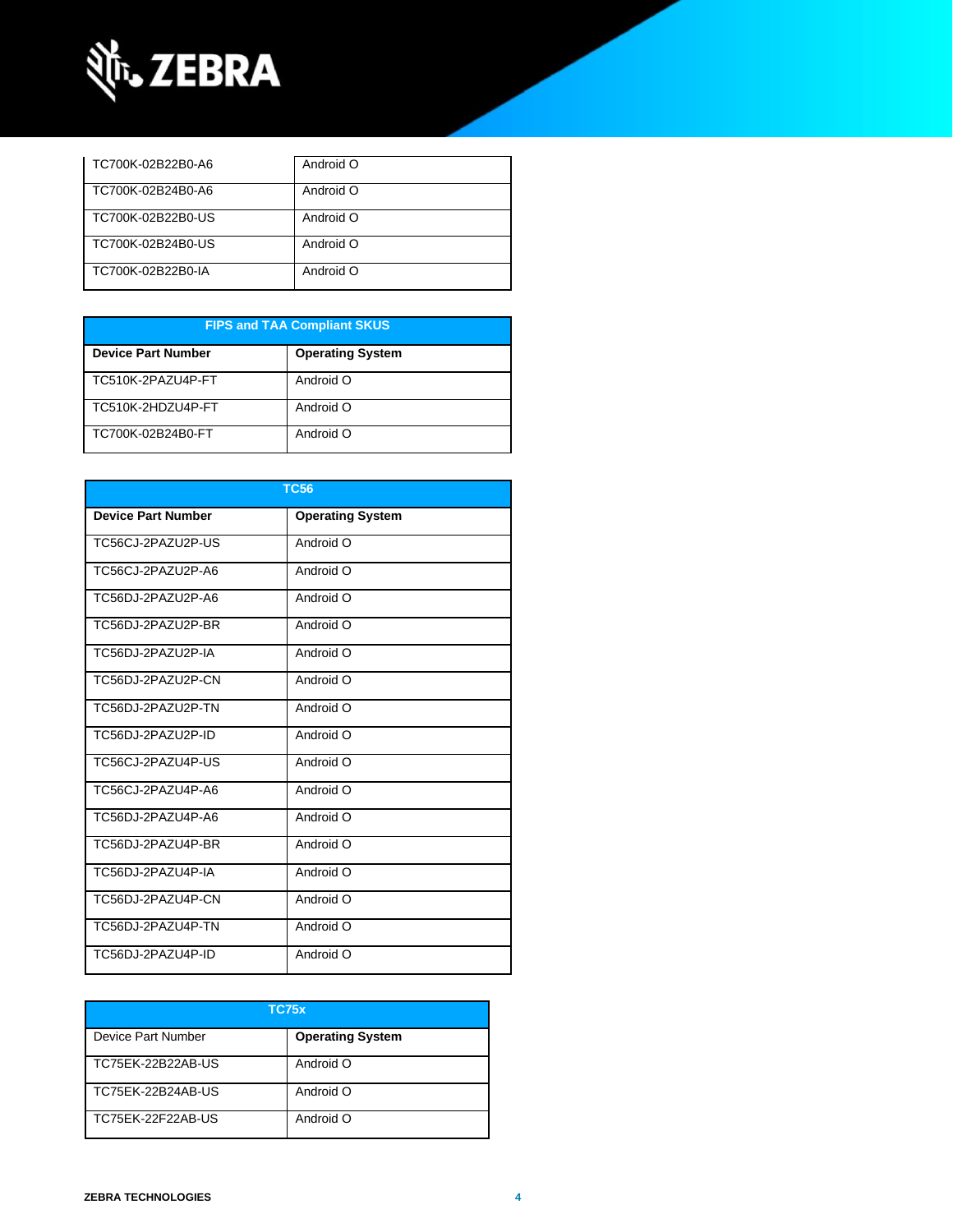| | |
|---|---|
| TC700K-02B22B0-A6 | Android O |
| TC700K-02B24B0-A6 | Android O |
| TC700K-02B22B0-US | Android O |
| TC700K-02B24B0-US | Android O |
| TC700K-02B22B0-IA | Android O |

| FIPS and TAA Compliant SKUS | |
|---|---|
| **Device Part Number** | **Operating System** |
| TC510K-2PAZU4P-FT | Android O |
| TC510K-2HDZU4P-FT | Android O |
| TC700K-02B24B0-FT | Android O |

| TC56 | |
|---|---|
| **Device Part Number** | **Operating System** |
| TC56CJ-2PAZU2P-US | Android O |
| TC56CJ-2PAZU2P-A6 | Android O |
| TC56DJ-2PAZU2P-A6 | Android O |
| TC56DJ-2PAZU2P-BR | Android O |
| TC56DJ-2PAZU2P-IA | Android O |
| TC56DJ-2PAZU2P-CN | Android O |
| TC56DJ-2PAZU2P-TN | Android O |
| TC56DJ-2PAZU2P-ID | Android O |
| TC56CJ-2PAZU4P-US | Android O |
| TC56CJ-2PAZU4P-A6 | Android O |
| TC56DJ-2PAZU4P-A6 | Android O |
| TC56DJ-2PAZU4P-BR | Android O |
| TC56DJ-2PAZU4P-IA | Android O |
| TC56DJ-2PAZU4P-CN | Android O |
| TC56DJ-2PAZU4P-TN | Android O |
| TC56DJ-2PAZU4P-ID | Android O |

| TC75x | |
|---|---|
| Device Part Number | **Operating System** |
| TC75EK-22B22AB-US | Android O |
| TC75EK-22B24AB-US | Android O |
| TC75EK-22F22AB-US | Android O |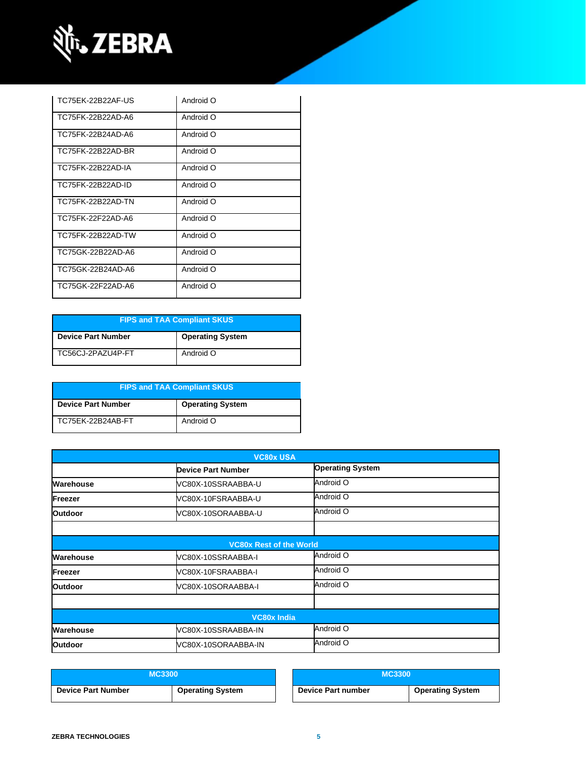| | |
|---|---|
| TC75EK-22B22AF-US | Android O |
| TC75FK-22B22AD-A6 | Android O |
| TC75FK-22B24AD-A6 | Android O |
| TC75FK-22B22AD-BR | Android O |
| TC75FK-22B22AD-IA | Android O |
| TC75FK-22B22AD-ID | Android O |
| TC75FK-22B22AD-TN | Android O |
| TC75FK-22F22AD-A6 | Android O |
| TC75FK-22B22AD-TW | Android O |
| TC75GK-22B22AD-A6 | Android O |
| TC75GK-22B24AD-A6 | Android O |
| TC75GK-22F22AD-A6 | Android O |

| FIPS and TAA Compliant SKUS | |
|---|---|
| **Device Part Number** | **Operating System** |
| TC56CJ-2PAZU4P-FT | Android O |

| FIPS and TAA Compliant SKUS | |
|---|---|
| **Device Part Number** | **Operating System** |
| TC75EK-22B24AB-FT | Android O |

| VC80x USA | | |
|---|---|---|
| | **Device Part Number** | **Operating System** |
| **Warehouse** | VC80X-10SSRAABBA-U | Android O |
| **Freezer** | VC80X-10FSRAABBA-U | Android O |
| **Outdoor** | VC80X-10SORAABBA-U | Android O |
| | | |
| **VC80x Rest of the World** | | |
| **Warehouse** | VC80X-10SSRAABBA-I | Android O |
| **Freezer** | VC80X-10FSRAABBA-I | Android O |
| **Outdoor** | VC80X-10SORAABBA-I | Android O |
| | | |
| **VC80x India** | | |
| **Warehouse** | VC80X-10SSRAABBA-IN | Android O |
| **Outdoor** | VC80X-10SORAABBA-IN | Android O |

| MC3300 | |
|---|---|
| **Device Part Number** | **Operating System** |

| MC3300 | |
|---|---|
| **Device Part number** | **Operating System** |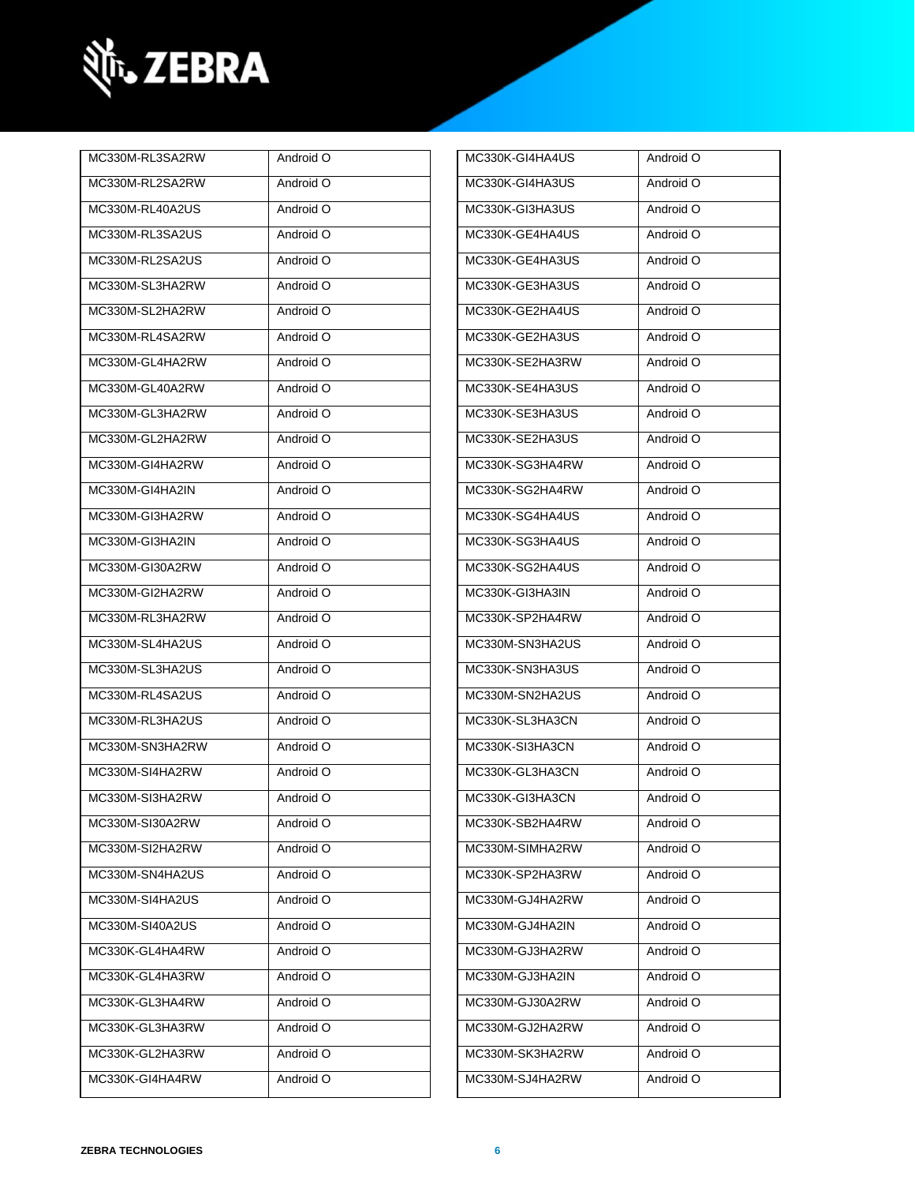| | |
|---|---|
| MC330M-RL3SA2RW | Android O |
| MC330M-RL2SA2RW | Android O |
| MC330M-RL40A2US | Android O |
| MC330M-RL3SA2US | Android O |
| MC330M-RL2SA2US | Android O |
| MC330M-SL3HA2RW | Android O |
| MC330M-SL2HA2RW | Android O |
| MC330M-RL4SA2RW | Android O |
| MC330M-GL4HA2RW | Android O |
| MC330M-GL40A2RW | Android O |
| MC330M-GL3HA2RW | Android O |
| MC330M-GL2HA2RW | Android O |
| MC330M-GI4HA2RW | Android O |
| MC330M-GI4HA2IN | Android O |
| MC330M-GI3HA2RW | Android O |
| MC330M-GI3HA2IN | Android O |
| MC330M-GI30A2RW | Android O |
| MC330M-GI2HA2RW | Android O |
| MC330M-RL3HA2RW | Android O |
| MC330M-SL4HA2US | Android O |
| MC330M-SL3HA2US | Android O |
| MC330M-RL4SA2US | Android O |
| MC330M-RL3HA2US | Android O |
| MC330M-SN3HA2RW | Android O |
| MC330M-SI4HA2RW | Android O |
| MC330M-SI3HA2RW | Android O |
| MC330M-SI30A2RW | Android O |
| MC330M-SI2HA2RW | Android O |
| MC330M-SN4HA2US | Android O |
| MC330M-SI4HA2US | Android O |
| MC330M-SI40A2US | Android O |
| MC330K-GL4HA4RW | Android O |
| MC330K-GL4HA3RW | Android O |
| MC330K-GL3HA4RW | Android O |
| MC330K-GL3HA3RW | Android O |
| MC330K-GL2HA3RW | Android O |
| MC330K-GI4HA4RW | Android O |
| MC330K-GI4HA4US | Android O |
| MC330K-GI4HA3US | Android O |
| MC330K-GI3HA3US | Android O |
| MC330K-GE4HA4US | Android O |
| MC330K-GE4HA3US | Android O |
| MC330K-GE3HA3US | Android O |
| MC330K-GE2HA4US | Android O |
| MC330K-GE2HA3US | Android O |
| MC330K-SE2HA3RW | Android O |
| MC330K-SE4HA3US | Android O |
| MC330K-SE3HA3US | Android O |
| MC330K-SE2HA3US | Android O |
| MC330K-SG3HA4RW | Android O |
| MC330K-SG2HA4RW | Android O |
| MC330K-SG4HA4US | Android O |
| MC330K-SG3HA4US | Android O |
| MC330K-SG2HA4US | Android O |
| MC330K-GI3HA3IN | Android O |
| MC330K-SP2HA4RW | Android O |
| MC330M-SN3HA2US | Android O |
| MC330K-SN3HA3US | Android O |
| MC330M-SN2HA2US | Android O |
| MC330K-SL3HA3CN | Android O |
| MC330K-SI3HA3CN | Android O |
| MC330K-GL3HA3CN | Android O |
| MC330K-GI3HA3CN | Android O |
| MC330K-SB2HA4RW | Android O |
| MC330M-SIMHA2RW | Android O |
| MC330K-SP2HA3RW | Android O |
| MC330M-GJ4HA2RW | Android O |
| MC330M-GJ4HA2IN | Android O |
| MC330M-GJ3HA2RW | Android O |
| MC330M-GJ3HA2IN | Android O |
| MC330M-GJ30A2RW | Android O |
| MC330M-GJ2HA2RW | Android O |
| MC330M-SK3HA2RW | Android O |
| MC330M-SJ4HA2RW | Android O |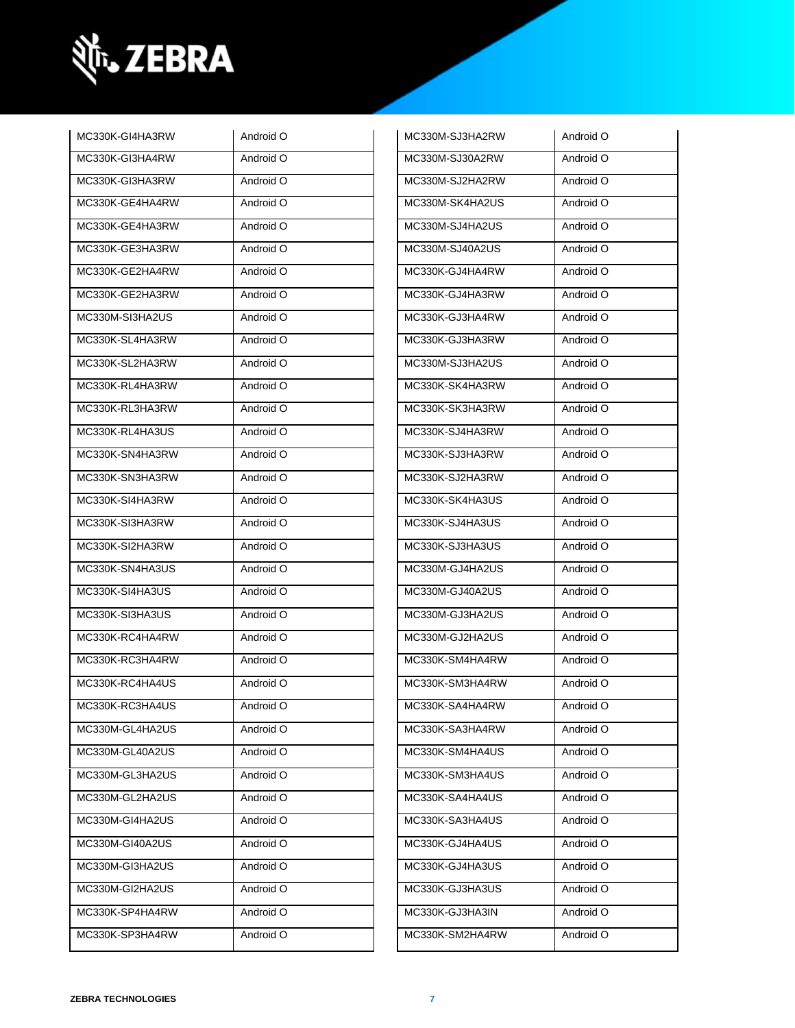| | |
|---|---|
| MC330K-GI4HA3RW | Android O |
| MC330K-GI3HA4RW | Android O |
| MC330K-GI3HA3RW | Android O |
| MC330K-GE4HA4RW | Android O |
| MC330K-GE4HA3RW | Android O |
| MC330K-GE3HA3RW | Android O |
| MC330K-GE2HA4RW | Android O |
| MC330K-GE2HA3RW | Android O |
| MC330M-SI3HA2US | Android O |
| MC330K-SL4HA3RW | Android O |
| MC330K-SL2HA3RW | Android O |
| MC330K-RL4HA3RW | Android O |
| MC330K-RL3HA3RW | Android O |
| MC330K-RL4HA3US | Android O |
| MC330K-SN4HA3RW | Android O |
| MC330K-SN3HA3RW | Android O |
| MC330K-SI4HA3RW | Android O |
| MC330K-SI3HA3RW | Android O |
| MC330K-SI2HA3RW | Android O |
| MC330K-SN4HA3US | Android O |
| MC330K-SI4HA3US | Android O |
| MC330K-SI3HA3US | Android O |
| MC330K-RC4HA4RW | Android O |
| MC330K-RC3HA4RW | Android O |
| MC330K-RC4HA4US | Android O |
| MC330K-RC3HA4US | Android O |
| MC330M-GL4HA2US | Android O |
| MC330M-GL40A2US | Android O |
| MC330M-GL3HA2US | Android O |
| MC330M-GL2HA2US | Android O |
| MC330M-GI4HA2US | Android O |
| MC330M-GI40A2US | Android O |
| MC330M-GI3HA2US | Android O |
| MC330M-GI2HA2US | Android O |
| MC330K-SP4HA4RW | Android O |
| MC330K-SP3HA4RW | Android O |

| | |
|---|---|
| MC330M-SJ3HA2RW | Android O |
| MC330M-SJ30A2RW | Android O |
| MC330M-SJ2HA2RW | Android O |
| MC330M-SK4HA2US | Android O |
| MC330M-SJ4HA2US | Android O |
| MC330M-SJ40A2US | Android O |
| MC330K-GJ4HA4RW | Android O |
| MC330K-GJ4HA3RW | Android O |
| MC330K-GJ3HA4RW | Android O |
| MC330K-GJ3HA3RW | Android O |
| MC330M-SJ3HA2US | Android O |
| MC330K-SK4HA3RW | Android O |
| MC330K-SK3HA3RW | Android O |
| MC330K-SJ4HA3RW | Android O |
| MC330K-SJ3HA3RW | Android O |
| MC330K-SJ2HA3RW | Android O |
| MC330K-SK4HA3US | Android O |
| MC330K-SJ4HA3US | Android O |
| MC330K-SJ3HA3US | Android O |
| MC330M-GJ4HA2US | Android O |
| MC330M-GJ40A2US | Android O |
| MC330M-GJ3HA2US | Android O |
| MC330M-GJ2HA2US | Android O |
| MC330K-SM4HA4RW | Android O |
| MC330K-SM3HA4RW | Android O |
| MC330K-SA4HA4RW | Android O |
| MC330K-SA3HA4RW | Android O |
| MC330K-SM4HA4US | Android O |
| MC330K-SM3HA4US | Android O |
| MC330K-SA4HA4US | Android O |
| MC330K-SA3HA4US | Android O |
| MC330K-GJ4HA4US | Android O |
| MC330K-GJ4HA3US | Android O |
| MC330K-GJ3HA3US | Android O |
| MC330K-GJ3HA3IN | Android O |
| MC330K-SM2HA4RW | Android O |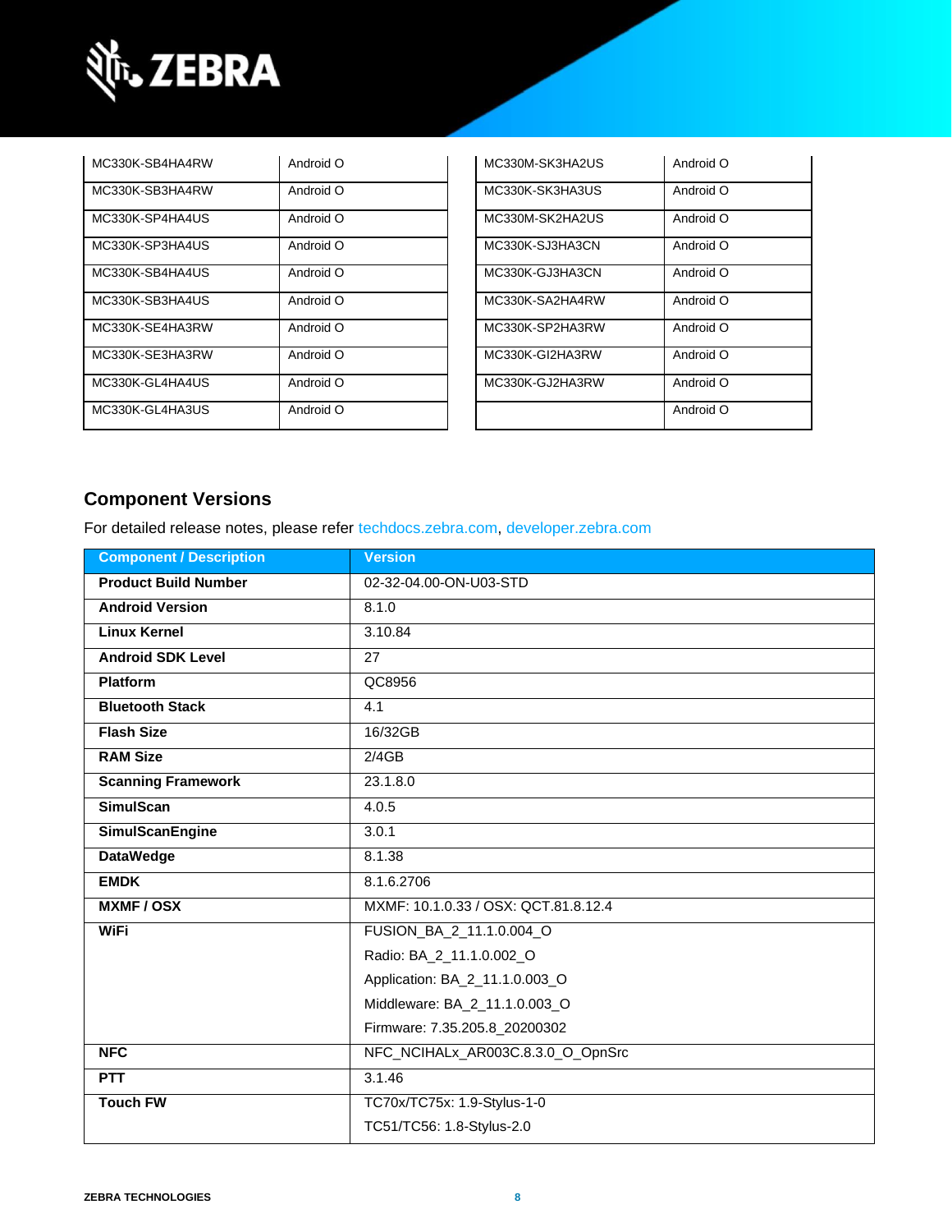| | |
|---|---|
| MC330K-SB4HA4RW | Android O |
| MC330K-SB3HA4RW | Android O |
| MC330K-SP4HA4US | Android O |
| MC330K-SP3HA4US | Android O |
| MC330K-SB4HA4US | Android O |
| MC330K-SB3HA4US | Android O |
| MC330K-SE4HA3RW | Android O |
| MC330K-SE3HA3RW | Android O |
| MC330K-GL4HA4US | Android O |
| MC330K-GL4HA3US | Android O |

| | |
|---|---|
| MC330M-SK3HA2US | Android O |
| MC330K-SK3HA3US | Android O |
| MC330M-SK2HA2US | Android O |
| MC330K-SJ3HA3CN | Android O |
| MC330K-GJ3HA3CN | Android O |
| MC330K-SA2HA4RW | Android O |
| MC330K-SP2HA3RW | Android O |
| MC330K-GI2HA3RW | Android O |
| MC330K-GJ2HA3RW | Android O |
| | Android O |

## Component Versions

For detailed release notes, please refer techdocs.zebra.com, developer.zebra.com

| Component / Description | Version |
|---|---|
| **Product Build Number** | 02-32-04.00-ON-U03-STD |
| **Android Version** | 8.1.0 |
| **Linux Kernel** | 3.10.84 |
| **Android SDK Level** | 27 |
| **Platform** | QC8956 |
| **Bluetooth Stack** | 4.1 |
| **Flash Size** | 16/32GB |
| **RAM Size** | 2/4GB |
| **Scanning Framework** | 23.1.8.0 |
| **SimulScan** | 4.0.5 |
| **SimulScanEngine** | 3.0.1 |
| **DataWedge** | 8.1.38 |
| **EMDK** | 8.1.6.2706 |
| **MXMF / OSX** | MXMF: 10.1.0.33 / OSX: QCT.81.8.12.4 |
| **WiFi** | FUSION_BA_2_11.1.0.004_O<br>Radio: BA_2_11.1.0.002_O<br>Application: BA_2_11.1.0.003_O<br>Middleware: BA_2_11.1.0.003_O<br>Firmware: 7.35.205.8_20200302 |
| **NFC** | NFC_NCIHALx_AR003C.8.3.0_O_OpnSrc |
| **PTT** | 3.1.46 |
| **Touch FW** | TC70x/TC75x: 1.9-Stylus-1-0<br>TC51/TC56: 1.8-Stylus-2.0 |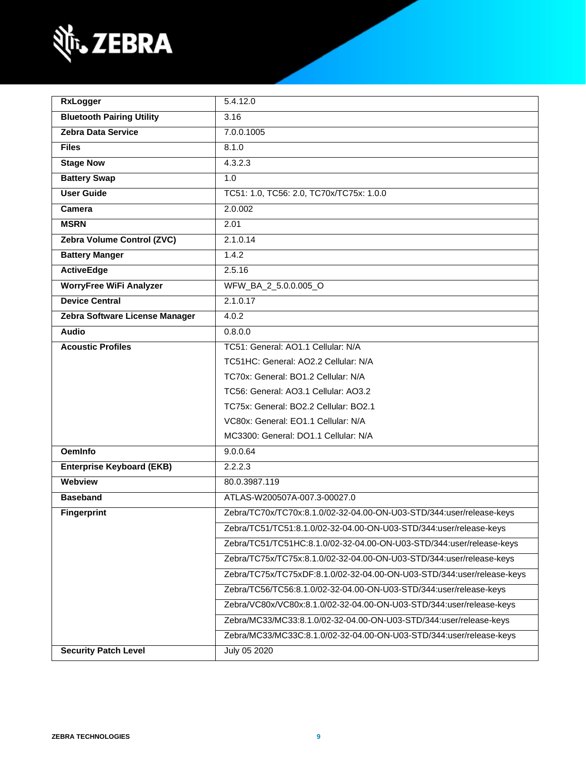| | |
|---|---|
| **RxLogger** | 5.4.12.0 |
| **Bluetooth Pairing Utility** | 3.16 |
| **Zebra Data Service** | 7.0.0.1005 |
| **Files** | 8.1.0 |
| **Stage Now** | 4.3.2.3 |
| **Battery Swap** | 1.0 |
| **User Guide** | TC51: 1.0, TC56: 2.0, TC70x/TC75x: 1.0.0 |
| **Camera** | 2.0.002 |
| **MSRN** | 2.01 |
| **Zebra Volume Control (ZVC)** | 2.1.0.14 |
| **Battery Manger** | 1.4.2 |
| **ActiveEdge** | 2.5.16 |
| **WorryFree WiFi Analyzer** | WFW_BA_2_5.0.0.005_O |
| **Device Central** | 2.1.0.17 |
| **Zebra Software License Manager** | 4.0.2 |
| **Audio** | 0.8.0.0 |
| **Acoustic Profiles** | TC51: General: AO1.1 Cellular: N/A<br>TC51HC: General: AO2.2 Cellular: N/A<br>TC70x: General: BO1.2 Cellular: N/A<br>TC56: General: AO3.1 Cellular: AO3.2<br>TC75x: General: BO2.2 Cellular: BO2.1<br>VC80x: General: EO1.1 Cellular: N/A<br>MC3300: General: DO1.1 Cellular: N/A |
| **OemInfo** | 9.0.0.64 |
| **Enterprise Keyboard (EKB)** | 2.2.2.3 |
| **Webview** | 80.0.3987.119 |
| **Baseband** | ATLAS-W200507A-007.3-00027.0 |
| **Fingerprint** | Zebra/TC70x/TC70x:8.1.0/02-32-04.00-ON-U03-STD/344:user/release-keys |
| | Zebra/TC51/TC51:8.1.0/02-32-04.00-ON-U03-STD/344:user/release-keys |
| | Zebra/TC51/TC51HC:8.1.0/02-32-04.00-ON-U03-STD/344:user/release-keys |
| | Zebra/TC75x/TC75x:8.1.0/02-32-04.00-ON-U03-STD/344:user/release-keys |
| | Zebra/TC75x/TC75xDF:8.1.0/02-32-04.00-ON-U03-STD/344:user/release-keys |
| | Zebra/TC56/TC56:8.1.0/02-32-04.00-ON-U03-STD/344:user/release-keys |
| | Zebra/VC80x/VC80x:8.1.0/02-32-04.00-ON-U03-STD/344:user/release-keys |
| | Zebra/MC33/MC33:8.1.0/02-32-04.00-ON-U03-STD/344:user/release-keys |
| | Zebra/MC33/MC33C:8.1.0/02-32-04.00-ON-U03-STD/344:user/release-keys |
| **Security Patch Level** | July 05 2020 |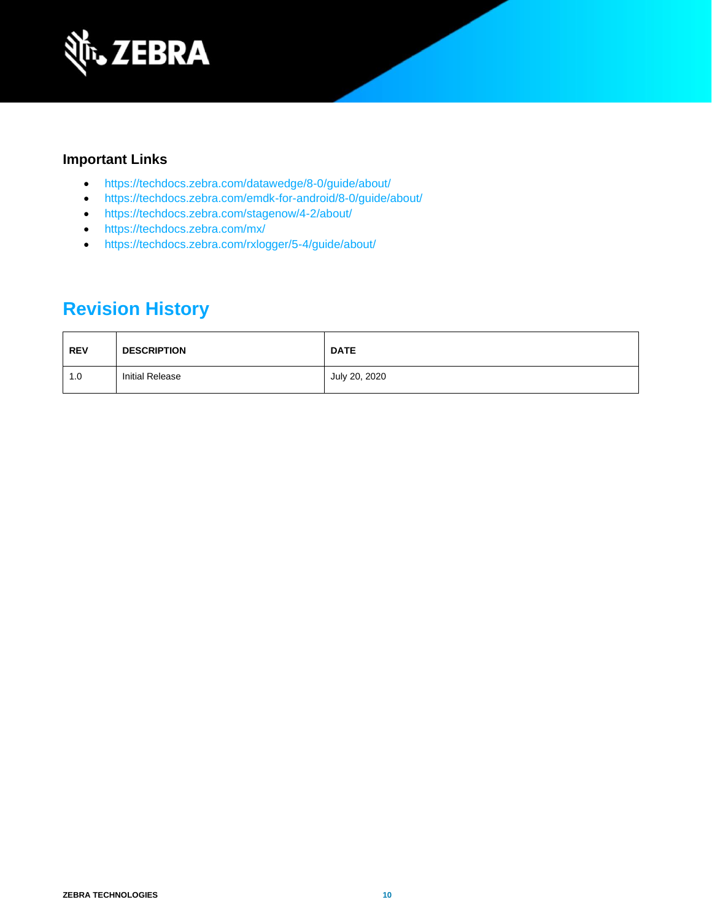### Important Links

- https://techdocs.zebra.com/datawedge/8-0/guide/about/
- https://techdocs.zebra.com/emdk-for-android/8-0/guide/about/
- https://techdocs.zebra.com/stagenow/4-2/about/
- https://techdocs.zebra.com/mx/
- https://techdocs.zebra.com/rxlogger/5-4/guide/about/

## Revision History

| REV | DESCRIPTION | DATE |
| --- | --- | --- |
| 1.0 | Initial Release | July 20, 2020 |